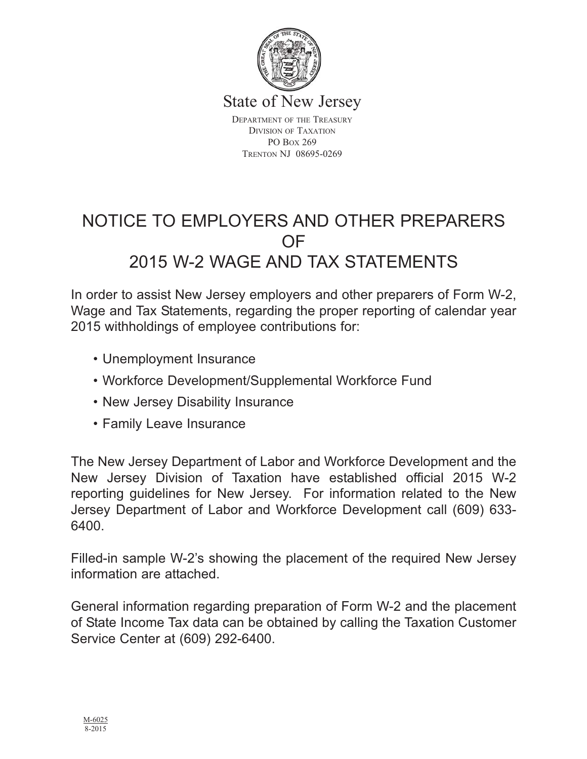State of New Jersey

Department of the Treasury
Division of Taxation
PO Box 269
Trenton NJ 08695-0269

# NOTICE TO EMPLOYERS AND OTHER PREPARERS OF 2015 W-2 WAGE AND TAX STATEMENTS

In order to assist New Jersey employers and other preparers of Form W-2, Wage and Tax Statements, regarding the proper reporting of calendar year 2015 withholdings of employee contributions for:

- Unemployment Insurance
- Workforce Development/Supplemental Workforce Fund
- New Jersey Disability Insurance
- Family Leave Insurance

The New Jersey Department of Labor and Workforce Development and the New Jersey Division of Taxation have established official 2015 W-2 reporting guidelines for New Jersey. For information related to the New Jersey Department of Labor and Workforce Development call (609) 633-6400.

Filled-in sample W-2's showing the placement of the required New Jersey information are attached.

General information regarding preparation of Form W-2 and the placement of State Income Tax data can be obtained by calling the Taxation Customer Service Center at (609) 292-6400.

M-6025
8-2015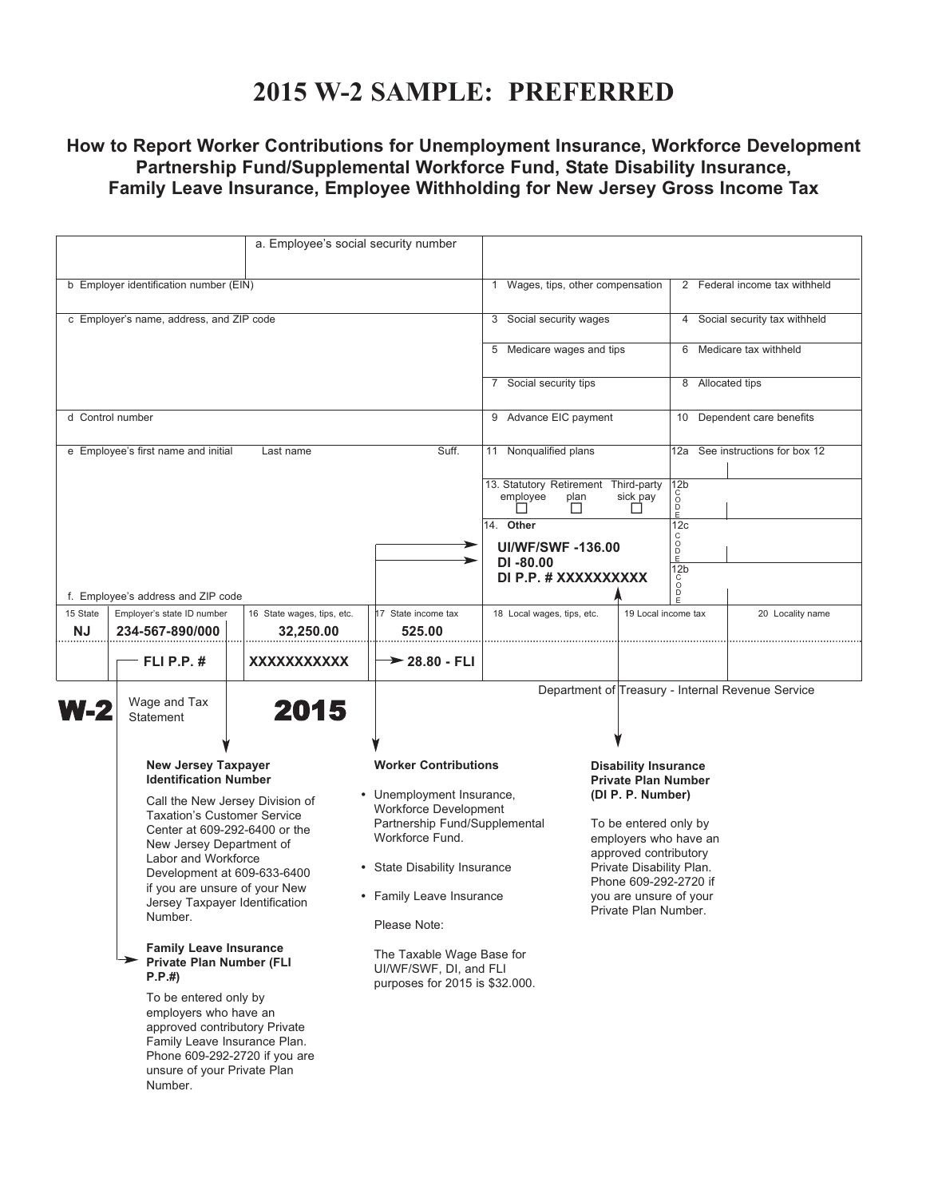# 2015 W-2 SAMPLE: PREFERRED

### How to Report Worker Contributions for Unemployment Insurance, Workforce Development Partnership Fund/Supplemental Workforce Fund, State Disability Insurance, Family Leave Insurance, Employee Withholding for New Jersey Gross Income Tax

| | | |
|---|---|---|
| a. Employee's social security number | | |
| b Employer identification number (EIN) | 1 Wages, tips, other compensation | 2 Federal income tax withheld |
| c Employer's name, address, and ZIP code | 3 Social security wages | 4 Social security tax withheld |
| | 5 Medicare wages and tips | 6 Medicare tax withheld |
| | 7 Social security tips | 8 Allocated tips |
| d Control number | 9 Advance EIC payment | 10 Dependent care benefits |
| e Employee's first name and initial / Last name / Suff. | 11 Nonqualified plans | 12a See instructions for box 12 |
| | 13. Statutory employee ☐ Retirement plan ☐ Third-party sick pay ☐ | 12b CODE |
| | 14. **Other** **UI/WF/SWF -136.00** **DI -80.00** **DI P.P. # XXXXXXXXXX** | 12c CODE |
| f. Employee's address and ZIP code | | 12b CODE |

| 15 State | Employer's state ID number | 16 State wages, tips, etc. | 17 State income tax | 18 Local wages, tips, etc. | 19 Local income tax | 20 Locality name |
|---|---|---|---|---|---|---|
| **NJ** | **234-567-890/000** | **32,250.00** | **525.00** | | | |
| | **FLI P.P. #** | **XXXXXXXXXXX** | **28.80 - FLI** | | | |

**W-2** Wage and Tax Statement **2015**

Department of Treasury - Internal Revenue Service

**New Jersey Taxpayer Identification Number**

Call the New Jersey Division of Taxation's Customer Service Center at 609-292-6400 or the New Jersey Department of Labor and Workforce Development at 609-633-6400 if you are unsure of your New Jersey Taxpayer Identification Number.

**Family Leave Insurance Private Plan Number (FLI P.P.#)**

To be entered only by employers who have an approved contributory Private Family Leave Insurance Plan. Phone 609-292-2720 if you are unsure of your Private Plan Number.

**Worker Contributions**

- Unemployment Insurance, Workforce Development Partnership Fund/Supplemental Workforce Fund.
- State Disability Insurance
- Family Leave Insurance

Please Note:

The Taxable Wage Base for UI/WF/SWF, DI, and FLI purposes for 2015 is $32.000.

**Disability Insurance Private Plan Number (DI P. P. Number)**

To be entered only by employers who have an approved contributory Private Disability Plan. Phone 609-292-2720 if you are unsure of your Private Plan Number.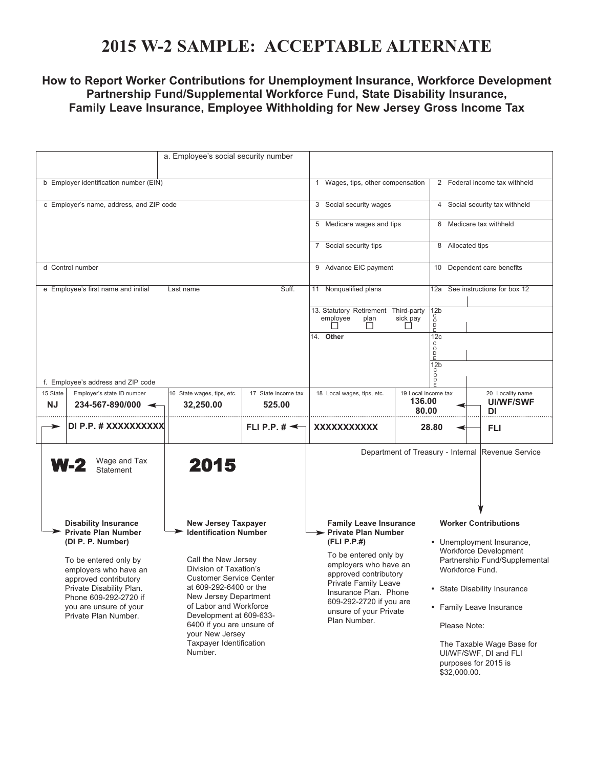# 2015 W-2 SAMPLE: ACCEPTABLE ALTERNATE

### How to Report Worker Contributions for Unemployment Insurance, Workforce Development Partnership Fund/Supplemental Workforce Fund, State Disability Insurance, Family Leave Insurance, Employee Withholding for New Jersey Gross Income Tax

| | a. Employee's social security number | |
|---|---|---|
| b Employer identification number (EIN) | 1 Wages, tips, other compensation | 2 Federal income tax withheld |
| c Employer's name, address, and ZIP code | 3 Social security wages | 4 Social security tax withheld |
| | 5 Medicare wages and tips | 6 Medicare tax withheld |
| | 7 Social security tips | 8 Allocated tips |
| d Control number | 9 Advance EIC payment | 10 Dependent care benefits |
| e Employee's first name and initial / Last name / Suff. | 11 Nonqualified plans | 12a See instructions for box 12 |
| | 13. Statutory employee ☐ Retirement plan ☐ Third-party sick pay ☐ | 12b CODE |
| | 14. **Other** | 12c CODE |
| f. Employee's address and ZIP code | | 12b CODE |

| 15 State | Employer's state ID number | 16 State wages, tips, etc. | 17 State income tax | 18 Local wages, tips, etc. | 19 Local income tax | 20 Locality name |
|---|---|---|---|---|---|---|
| **NJ** | **234-567-890/000** | **32,250.00** | **525.00** | | **136.00** | **UI/WF/SWF** |
| | | | | | **80.00** | **DI** |
| | **DI P.P. # XXXXXXXXXX** | | **FLI P.P. #** | **XXXXXXXXXXX** | **28.80** | **FLI** |

**W-2** Wage and Tax Statement **2015**

Department of Treasury - Internal Revenue Service

**Disability Insurance Private Plan Number (DI P. P. Number)**

To be entered only by employers who have an approved contributory Private Disability Plan. Phone 609-292-2720 if you are unsure of your Private Plan Number.

**New Jersey Taxpayer Identification Number**

Call the New Jersey Division of Taxation's Customer Service Center at 609-292-6400 or the New Jersey Department of Labor and Workforce Development at 609-633-6400 if you are unsure of your New Jersey Taxpayer Identification Number.

**Family Leave Insurance Private Plan Number (FLI P.P.#)**

To be entered only by employers who have an approved contributory Private Family Leave Insurance Plan. Phone 609-292-2720 if you are unsure of your Private Plan Number.

**Worker Contributions**

- Unemployment Insurance, Workforce Development Partnership Fund/Supplemental Workforce Fund.
- State Disability Insurance
- Family Leave Insurance

Please Note:

The Taxable Wage Base for UI/WF/SWF, DI and FLI purposes for 2015 is $32,000.00.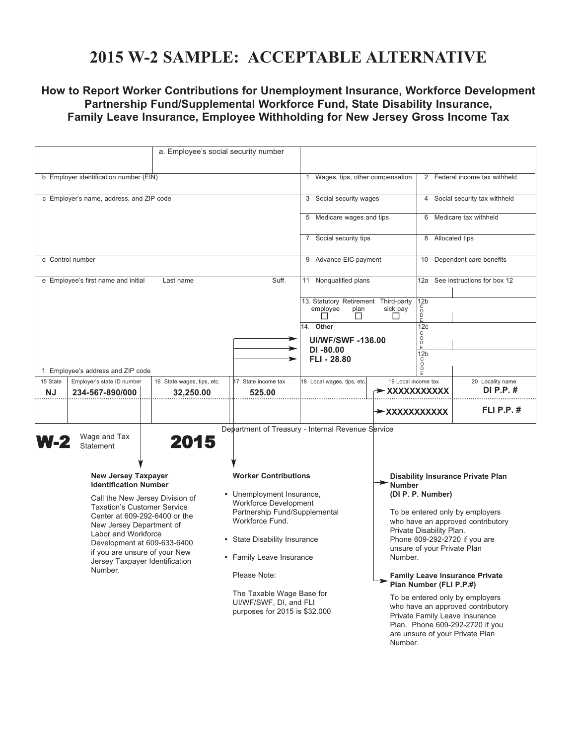# 2015 W-2 SAMPLE: ACCEPTABLE ALTERNATIVE

## How to Report Worker Contributions for Unemployment Insurance, Workforce Development Partnership Fund/Supplemental Workforce Fund, State Disability Insurance, Family Leave Insurance, Employee Withholding for New Jersey Gross Income Tax

| | | | |
|---|---|---|---|
| a. Employee's social security number | | | |
| b Employer identification number (EIN) | | 1 Wages, tips, other compensation | 2 Federal income tax withheld |
| c Employer's name, address, and ZIP code | | 3 Social security wages | 4 Social security tax withheld |
| | | 5 Medicare wages and tips | 6 Medicare tax withheld |
| | | 7 Social security tips | 8 Allocated tips |
| d Control number | | 9 Advance EIC payment | 10 Dependent care benefits |
| e Employee's first name and initial | Last name Suff. | 11 Nonqualified plans | 12a See instructions for box 12 |
| | | 13. Statutory employee ☐ Retirement plan ☐ Third-party sick pay ☐ | 12b CODE |
| | | 14. Other **UI/WF/SWF -136.00** **DI -80.00** **FLI - 28.80** | 12c CODE |
| f. Employee's address and ZIP code | | | 12b CODE |

| 15 State | Employer's state ID number | 16 State wages, tips, etc. | 17 State income tax | 18 Local wages, tips, etc. | 19 Local income tax | 20 Locality name |
|---|---|---|---|---|---|---|
| **NJ** | **234-567-890/000** | **32,250.00** | **525.00** | | **XXXXXXXXXXX** | **DI P.P. #** |
| | | | | | **XXXXXXXXXXX** | **FLI P.P. #** |

**W-2** Wage and Tax Statement **2015** Department of Treasury - Internal Revenue Service

**New Jersey Taxpayer Identification Number**

Call the New Jersey Division of Taxation's Customer Service Center at 609-292-6400 or the New Jersey Department of Labor and Workforce Development at 609-633-6400 if you are unsure of your New Jersey Taxpayer Identification Number.

**Worker Contributions**

- Unemployment Insurance, Workforce Development Partnership Fund/Supplemental Workforce Fund.
- State Disability Insurance
- Family Leave Insurance

Please Note:

The Taxable Wage Base for UI/WF/SWF, DI, and FLI purposes for 2015 is $32.000

**Disability Insurance Private Plan Number (DI P. P. Number)**

To be entered only by employers who have an approved contributory Private Disability Plan. Phone 609-292-2720 if you are unsure of your Private Plan Number.

**Family Leave Insurance Private Plan Number (FLI P.P.#)**

To be entered only by employers who have an approved contributory Private Family Leave Insurance Plan. Phone 609-292-2720 if you are unsure of your Private Plan Number.